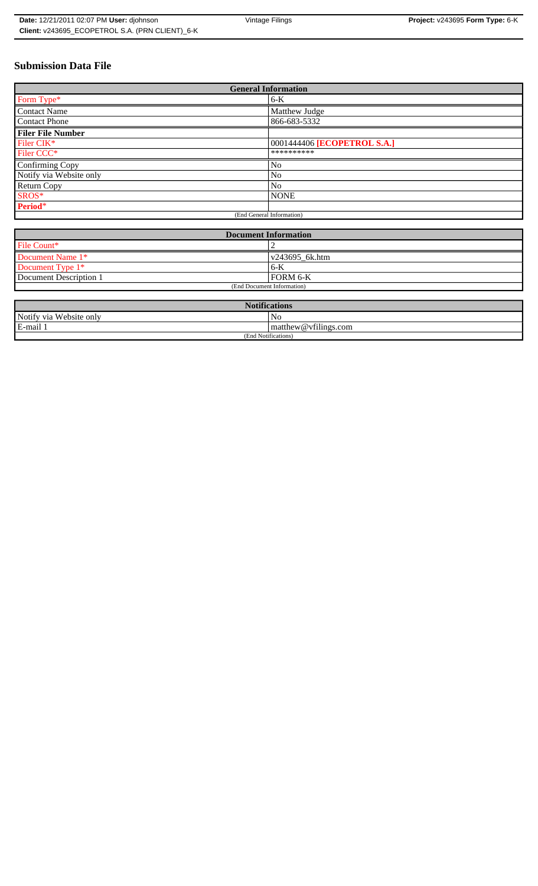# Submission Data File

| General Information | |
|---|---|
| Form Type* | 6-K |
| Contact Name | Matthew Judge |
| Contact Phone | 866-683-5332 |
| **Filer File Number** | |
| Filer CIK* | 0001444406 **[ECOPETROL S.A.]** |
| Filer CCC* | ********** |
| Confirming Copy | No |
| Notify via Website only | No |
| Return Copy | No |
| SROS* | NONE |
| **Period*** | |
| (End General Information) | |

| Document Information | |
|---|---|
| File Count* | 2 |
| Document Name 1* | v243695_6k.htm |
| Document Type 1* | 6-K |
| Document Description 1 | FORM 6-K |
| (End Document Information) | |

| Notifications | |
|---|---|
| Notify via Website only | No |
| E-mail 1 | matthew@vfilings.com |
| (End Notifications) | |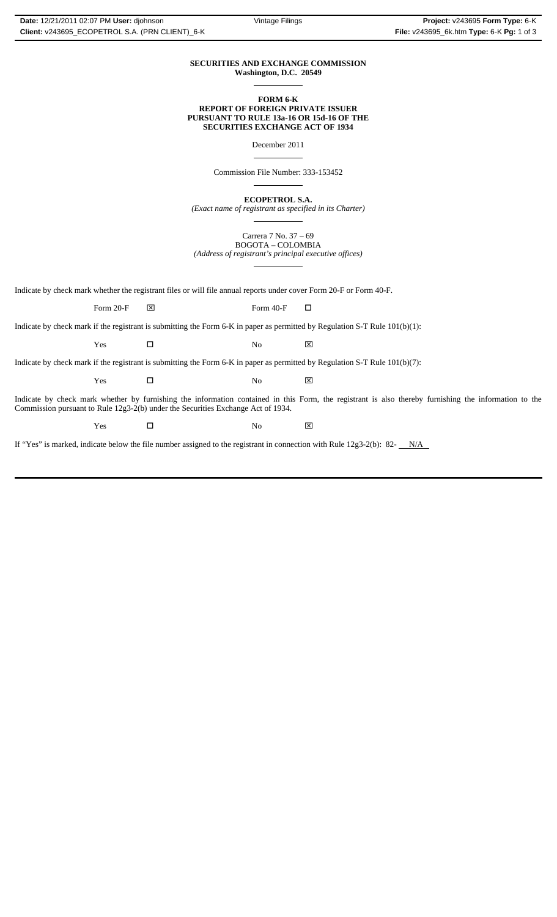**SECURITIES AND EXCHANGE COMMISSION**
**Washington, D.C. 20549**

**FORM 6-K**
**REPORT OF FOREIGN PRIVATE ISSUER**
**PURSUANT TO RULE 13a-16 OR 15d-16 OF THE**
**SECURITIES EXCHANGE ACT OF 1934**

December 2011

Commission File Number: 333-153452

**ECOPETROL S.A.**
*(Exact name of registrant as specified in its Charter)*

Carrera 7 No. 37 – 69
BOGOTA – COLOMBIA
*(Address of registrant's principal executive offices)*

Indicate by check mark whether the registrant files or will file annual reports under cover Form 20-F or Form 40-F.

Form 20-F ☒ Form 40-F ☐

Indicate by check mark if the registrant is submitting the Form 6-K in paper as permitted by Regulation S-T Rule 101(b)(1):

Yes ☐ No ☒

Indicate by check mark if the registrant is submitting the Form 6-K in paper as permitted by Regulation S-T Rule 101(b)(7):

Yes ☐ No ☒

Indicate by check mark whether by furnishing the information contained in this Form, the registrant is also thereby furnishing the information to the Commission pursuant to Rule 12g3-2(b) under the Securities Exchange Act of 1934.

Yes ☐ No ☒

If "Yes" is marked, indicate below the file number assigned to the registrant in connection with Rule 12g3-2(b): 82- N/A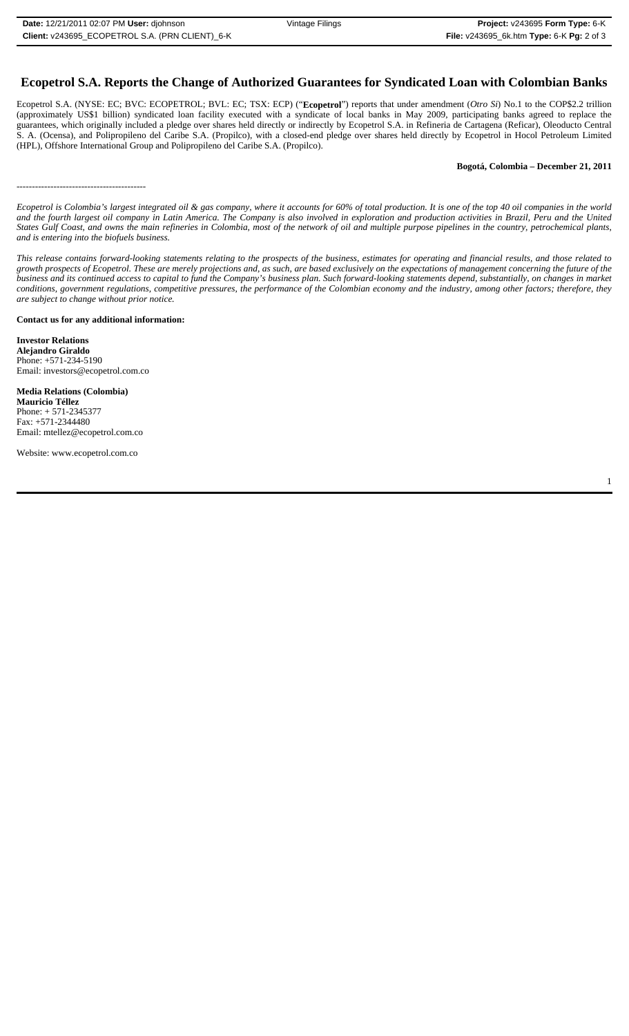# Ecopetrol S.A. Reports the Change of Authorized Guarantees for Syndicated Loan with Colombian Banks

Ecopetrol S.A. (NYSE: EC; BVC: ECOPETROL; BVL: EC; TSX: ECP) ("**Ecopetrol**") reports that under amendment (*Otro Si*) No.1 to the COP$2.2 trillion (approximately US$1 billion) syndicated loan facility executed with a syndicate of local banks in May 2009, participating banks agreed to replace the guarantees, which originally included a pledge over shares held directly or indirectly by Ecopetrol S.A. in Refineria de Cartagena (Reficar), Oleoducto Central S. A. (Ocensa), and Polipropileno del Caribe S.A. (Propilco), with a closed-end pledge over shares held directly by Ecopetrol in Hocol Petroleum Limited (HPL), Offshore International Group and Polipropileno del Caribe S.A. (Propilco).

**Bogotá, Colombia – December 21, 2011**

------------------------------------------

*Ecopetrol is Colombia's largest integrated oil & gas company, where it accounts for 60% of total production. It is one of the top 40 oil companies in the world and the fourth largest oil company in Latin America. The Company is also involved in exploration and production activities in Brazil, Peru and the United States Gulf Coast, and owns the main refineries in Colombia, most of the network of oil and multiple purpose pipelines in the country, petrochemical plants, and is entering into the biofuels business.*

*This release contains forward-looking statements relating to the prospects of the business, estimates for operating and financial results, and those related to growth prospects of Ecopetrol. These are merely projections and, as such, are based exclusively on the expectations of management concerning the future of the business and its continued access to capital to fund the Company's business plan. Such forward-looking statements depend, substantially, on changes in market conditions, government regulations, competitive pressures, the performance of the Colombian economy and the industry, among other factors; therefore, they are subject to change without prior notice.*

**Contact us for any additional information:**

**Investor Relations**
**Alejandro Giraldo**
Phone: +571-234-5190
Email: investors@ecopetrol.com.co

**Media Relations (Colombia)**
**Mauricio Téllez**
Phone: + 571-2345377
Fax: +571-2344480
Email: mtellez@ecopetrol.com.co

Website: www.ecopetrol.com.co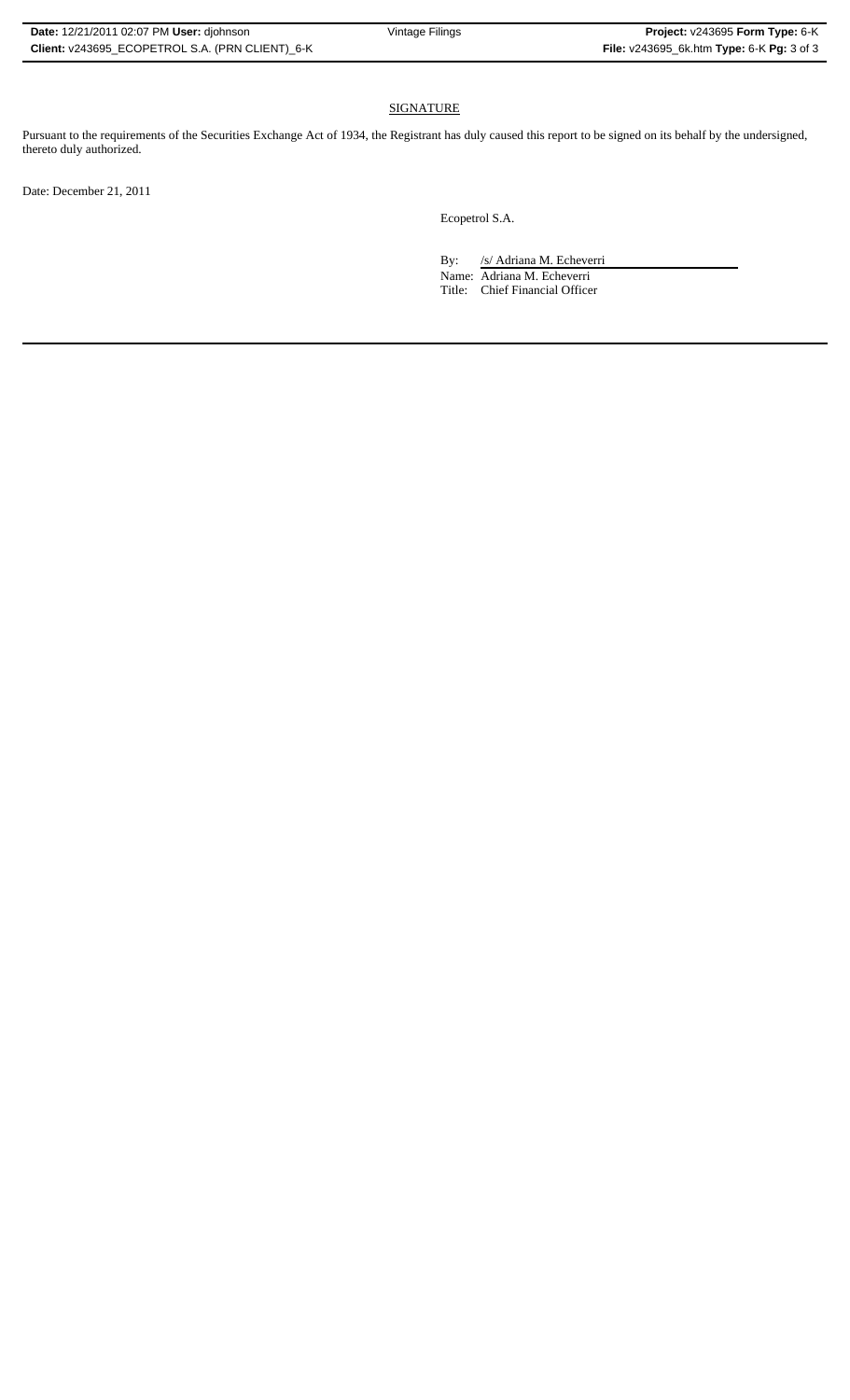## SIGNATURE

Pursuant to the requirements of the Securities Exchange Act of 1934, the Registrant has duly caused this report to be signed on its behalf by the undersigned, thereto duly authorized.

Date: December 21, 2011

Ecopetrol S.A.

By: /s/ Adriana M. Echeverri

Name: Adriana M. Echeverri

Title: Chief Financial Officer